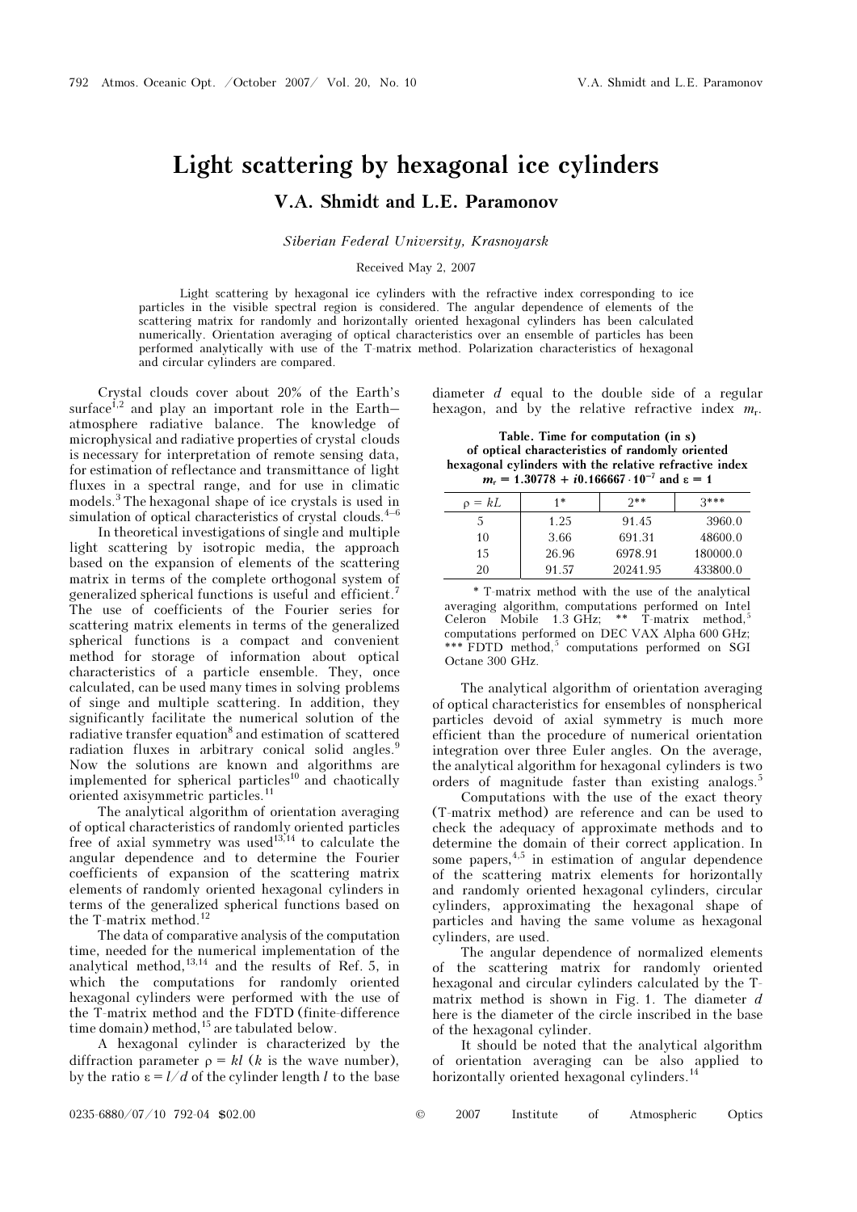# Light scattering by hexagonal ice cylinders

## V.A. Shmidt and L.E. Paramonov

*Siberian Federal University, Krasnoyarsk*

Received May 2, 2007

Light scattering by hexagonal ice cylinders with the refractive index corresponding to ice particles in the visible spectral region is considered. The angular dependence of elements of the scattering matrix for randomly and horizontally oriented hexagonal cylinders has been calculated numerically. Orientation averaging of optical characteristics over an ensemble of particles has been performed analytically with use of the T-matrix method. Polarization characteristics of hexagonal and circular cylinders are compared.

Crystal clouds cover about 20% of the Earth's surface[1,2] and play an important role in the Earth–atmosphere radiative balance. The knowledge of microphysical and radiative properties of crystal clouds is necessary for interpretation of remote sensing data, for estimation of reflectance and transmittance of light fluxes in a spectral range, and for use in climatic models.[3] The hexagonal shape of ice crystals is used in simulation of optical characteristics of crystal clouds.[4–6]

In theoretical investigations of single and multiple light scattering by isotropic media, the approach based on the expansion of elements of the scattering matrix in terms of the complete orthogonal system of generalized spherical functions is useful and efficient.[7] The use of coefficients of the Fourier series for scattering matrix elements in terms of the generalized spherical functions is a compact and convenient method for storage of information about optical characteristics of a particle ensemble. They, once calculated, can be used many times in solving problems of singe and multiple scattering. In addition, they significantly facilitate the numerical solution of the radiative transfer equation[8] and estimation of scattered radiation fluxes in arbitrary conical solid angles.[9] Now the solutions are known and algorithms are implemented for spherical particles[10] and chaotically oriented axisymmetric particles.[11]

The analytical algorithm of orientation averaging of optical characteristics of randomly oriented particles free of axial symmetry was used[13,14] to calculate the angular dependence and to determine the Fourier coefficients of expansion of the scattering matrix elements of randomly oriented hexagonal cylinders in terms of the generalized spherical functions based on the T-matrix method.[12]

The data of comparative analysis of the computation time, needed for the numerical implementation of the analytical method,[13,14] and the results of Ref. 5, in which the computations for randomly oriented hexagonal cylinders were performed with the use of the T-matrix method and the FDTD (finite-difference time domain) method,[15] are tabulated below.

A hexagonal cylinder is characterized by the diffraction parameter $\rho = kl$ ($k$ is the wave number), by the ratio $\varepsilon = l/d$ of the cylinder length $l$ to the base diameter $d$ equal to the double side of a regular hexagon, and by the relative refractive index $m_r$.

**Table. Time for computation (in s) of optical characteristics of randomly oriented hexagonal cylinders with the relative refractive index $m_r = 1.30778 + i0.166667 \cdot 10^{-7}$ and $\varepsilon = 1$**

| $\rho = kL$ | 1* | 2** | 3*** |
|---|---|---|---|
| 5 | 1.25 | 91.45 | 3960.0 |
| 10 | 3.66 | 691.31 | 48600.0 |
| 15 | 26.96 | 6978.91 | 180000.0 |
| 20 | 91.57 | 20241.95 | 433800.0 |

\* T-matrix method with the use of the analytical averaging algorithm, computations performed on Intel Celeron Mobile 1.3 GHz; ** T-matrix method,[5] computations performed on DEC VAX Alpha 600 GHz; *** FDTD method,[5] computations performed on SGI Octane 300 GHz.

The analytical algorithm of orientation averaging of optical characteristics for ensembles of nonspherical particles devoid of axial symmetry is much more efficient than the procedure of numerical orientation integration over three Euler angles. On the average, the analytical algorithm for hexagonal cylinders is two orders of magnitude faster than existing analogs.[5]

Computations with the use of the exact theory (T-matrix method) are reference and can be used to check the adequacy of approximate methods and to determine the domain of their correct application. In some papers,[4,5] in estimation of angular dependence of the scattering matrix elements for horizontally and randomly oriented hexagonal cylinders, circular cylinders, approximating the hexagonal shape of particles and having the same volume as hexagonal cylinders, are used.

The angular dependence of normalized elements of the scattering matrix for randomly oriented hexagonal and circular cylinders calculated by the T-matrix method is shown in Fig. 1. The diameter $d$ here is the diameter of the circle inscribed in the base of the hexagonal cylinder.

It should be noted that the analytical algorithm of orientation averaging can be also applied to horizontally oriented hexagonal cylinders.[14]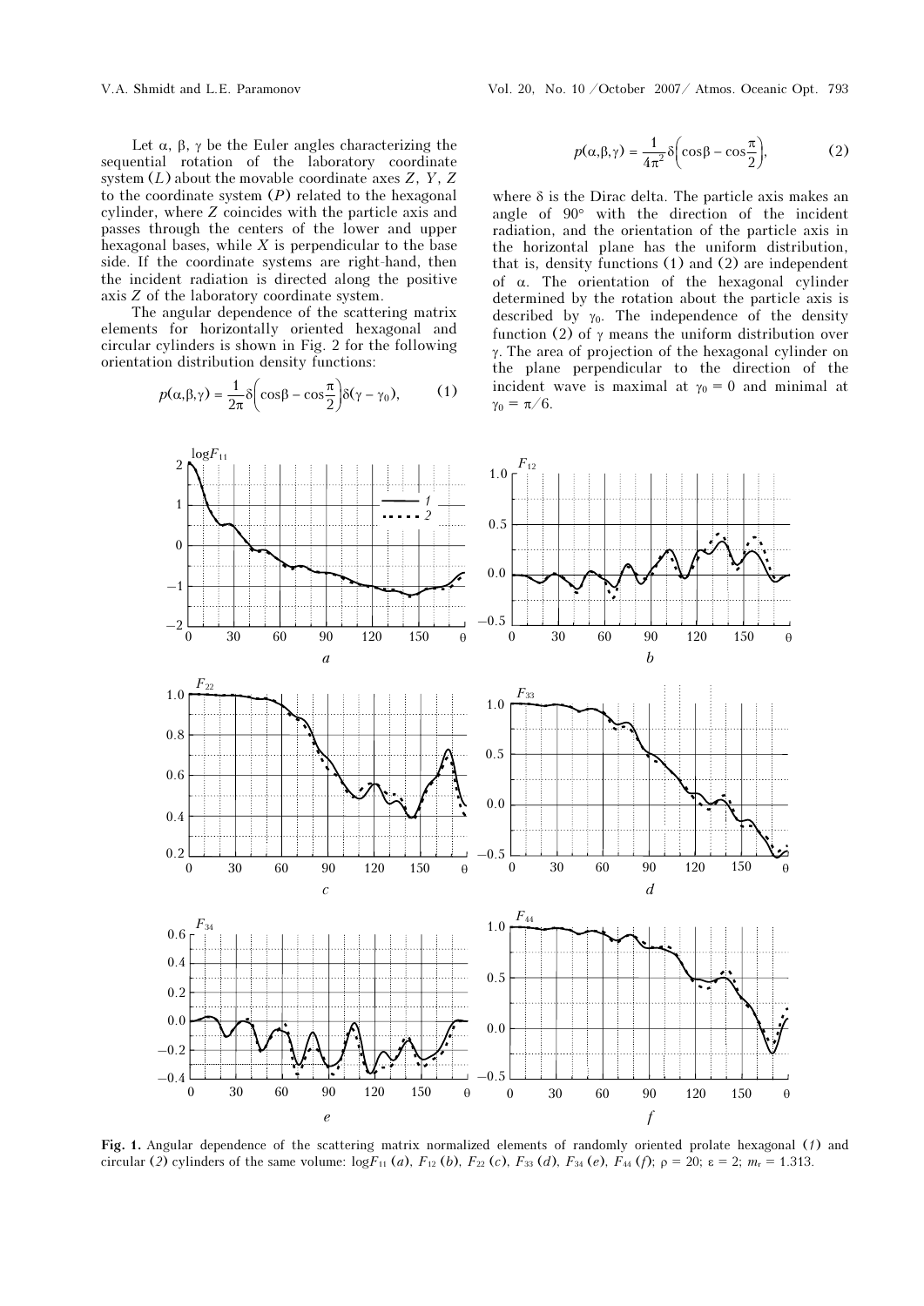Let $\alpha$, $\beta$, $\gamma$ be the Euler angles characterizing the sequential rotation of the laboratory coordinate system ($L$) about the movable coordinate axes $Z$, $Y$, $Z$ to the coordinate system ($P$) related to the hexagonal cylinder, where $Z$ coincides with the particle axis and passes through the centers of the lower and upper hexagonal bases, while $X$ is perpendicular to the base side. If the coordinate systems are right-hand, then the incident radiation is directed along the positive axis $Z$ of the laboratory coordinate system.

The angular dependence of the scattering matrix elements for horizontally oriented hexagonal and circular cylinders is shown in Fig. 2 for the following orientation distribution density functions:

$$p(\alpha,\beta,\gamma) = \frac{1}{2\pi}\delta\left(\cos\beta - \cos\frac{\pi}{2}\right)\delta(\gamma - \gamma_0), \qquad (1)$$

$$p(\alpha,\beta,\gamma) = \frac{1}{4\pi^2}\delta\left(\cos\beta - \cos\frac{\pi}{2}\right), \qquad (2)$$

where $\delta$ is the Dirac delta. The particle axis makes an angle of 90° with the direction of the incident radiation, and the orientation of the particle axis in the horizontal plane has the uniform distribution, that is, density functions (1) and (2) are independent of $\alpha$. The orientation of the hexagonal cylinder determined by the rotation about the particle axis is described by $\gamma_0$. The independence of the density function (2) of $\gamma$ means the uniform distribution over $\gamma$. The area of projection of the hexagonal cylinder on the plane perpendicular to the direction of the incident wave is maximal at $\gamma_0 = 0$ and minimal at $\gamma_0 = \pi/6$.

**Fig. 1.** Angular dependence of the scattering matrix normalized elements of randomly oriented prolate hexagonal (*1*) and circular (*2*) cylinders of the same volume: $\log F_{11}$ (*a*), $F_{12}$ (*b*), $F_{22}$ (*c*), $F_{33}$ (*d*), $F_{34}$ (*e*), $F_{44}$ (*f*); $\rho = 20$; $\varepsilon = 2$; $m_r = 1.313$.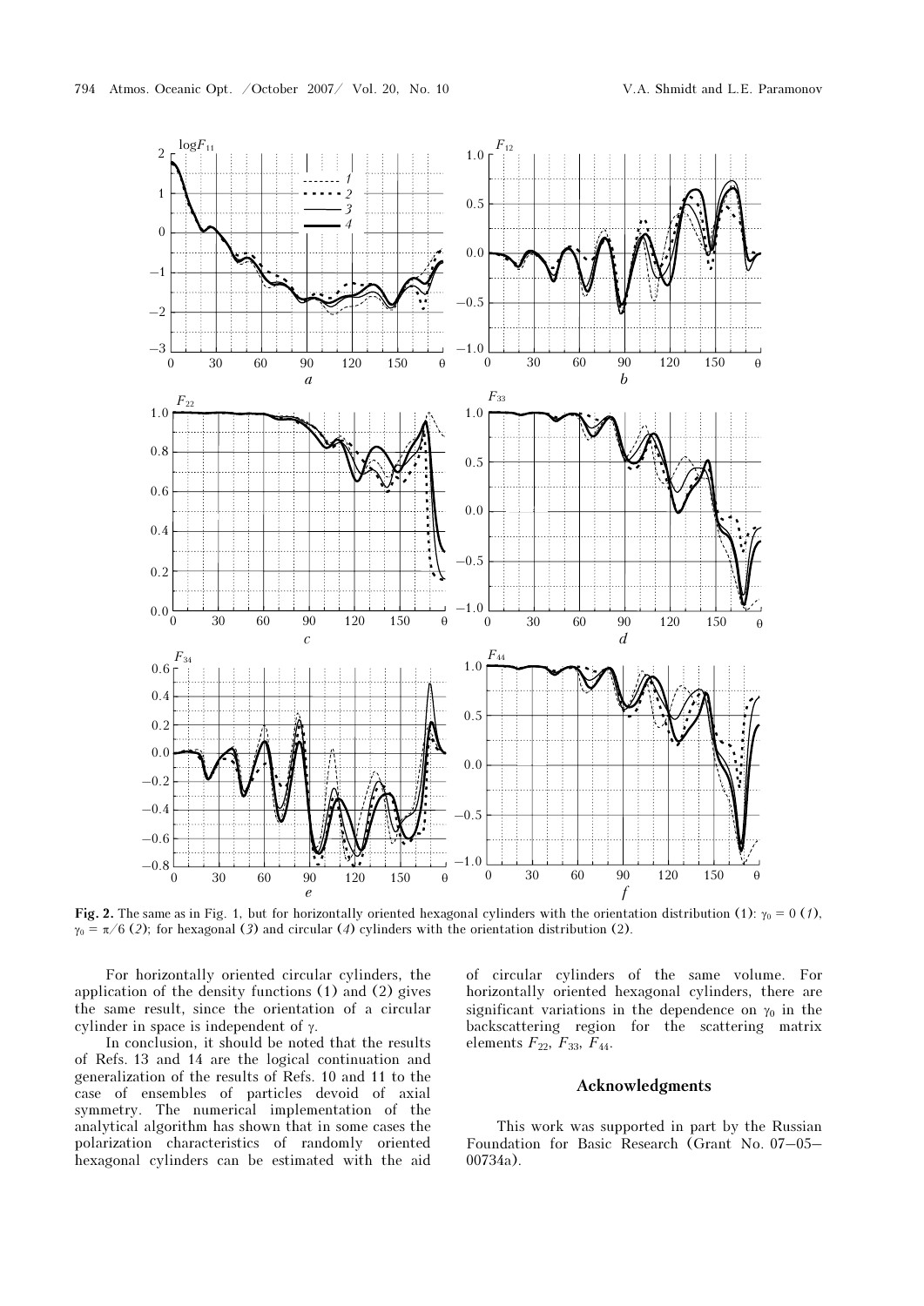**Fig. 2.** The same as in Fig. 1, but for horizontally oriented hexagonal cylinders with the orientation distribution (1): $\gamma_0 = 0$ (*1*), $\gamma_0 = \pi/6$ (*2*); for hexagonal (*3*) and circular (*4*) cylinders with the orientation distribution (2).

For horizontally oriented circular cylinders, the application of the density functions (1) and (2) gives the same result, since the orientation of a circular cylinder in space is independent of $\gamma$.

In conclusion, it should be noted that the results of Refs. 13 and 14 are the logical continuation and generalization of the results of Refs. 10 and 11 to the case of ensembles of particles devoid of axial symmetry. The numerical implementation of the analytical algorithm has shown that in some cases the polarization characteristics of randomly oriented hexagonal cylinders can be estimated with the aid of circular cylinders of the same volume. For horizontally oriented hexagonal cylinders, there are significant variations in the dependence on $\gamma_0$ in the backscattering region for the scattering matrix elements $F_{22}$, $F_{33}$, $F_{44}$.

## Acknowledgments

This work was supported in part by the Russian Foundation for Basic Research (Grant No. 07–05–00734a).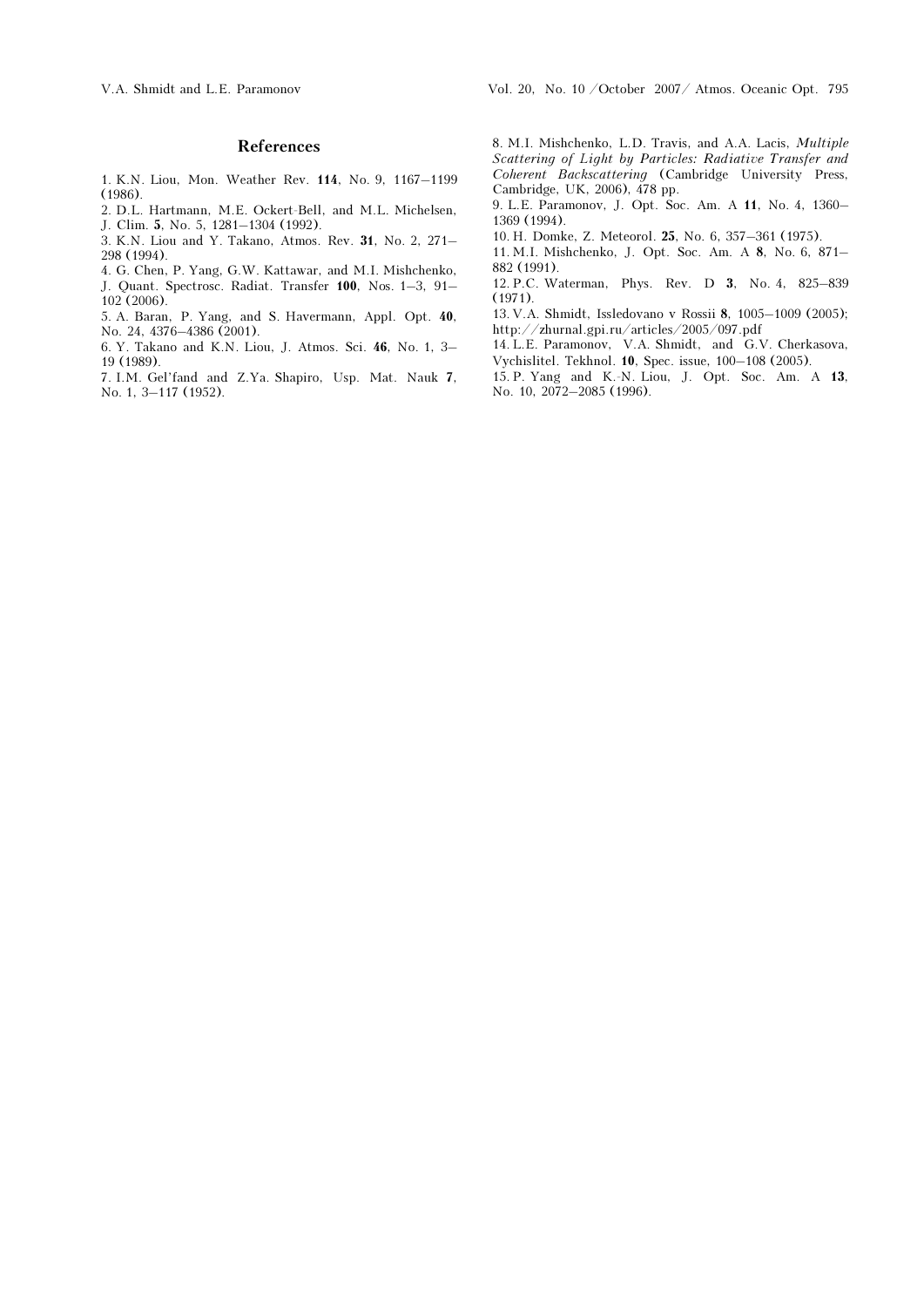## References

1. K.N. Liou, Mon. Weather Rev. **114**, No. 9, 1167–1199 (1986).
2. D.L. Hartmann, M.E. Ockert-Bell, and M.L. Michelsen, J. Clim. **5**, No. 5, 1281–1304 (1992).
3. K.N. Liou and Y. Takano, Atmos. Rev. **31**, No. 2, 271–298 (1994).
4. G. Chen, P. Yang, G.W. Kattawar, and M.I. Mishchenko, J. Quant. Spectrosc. Radiat. Transfer **100**, Nos. 1–3, 91–102 (2006).
5. A. Baran, P. Yang, and S. Havermann, Appl. Opt. **40**, No. 24, 4376–4386 (2001).
6. Y. Takano and K.N. Liou, J. Atmos. Sci. **46**, No. 1, 3–19 (1989).
7. I.M. Gel'fand and Z.Ya. Shapiro, Usp. Mat. Nauk **7**, No. 1, 3–117 (1952).
8. M.I. Mishchenko, L.D. Travis, and A.A. Lacis, *Multiple Scattering of Light by Particles: Radiative Transfer and Coherent Backscattering* (Cambridge University Press, Cambridge, UK, 2006), 478 pp.
9. L.E. Paramonov, J. Opt. Soc. Am. A **11**, No. 4, 1360–1369 (1994).
10. H. Domke, Z. Meteorol. **25**, No. 6, 357–361 (1975).
11. M.I. Mishchenko, J. Opt. Soc. Am. A **8**, No. 6, 871–882 (1991).
12. P.C. Waterman, Phys. Rev. D **3**, No. 4, 825–839 (1971).
13. V.A. Shmidt, Issledovano v Rossii **8**, 1005–1009 (2005); http://zhurnal.gpi.ru/articles/2005/097.pdf
14. L.E. Paramonov, V.A. Shmidt, and G.V. Cherkasova, Vychislitel. Tekhnol. **10**, Spec. issue, 100–108 (2005).
15. P. Yang and K.-N. Liou, J. Opt. Soc. Am. A **13**, No. 10, 2072–2085 (1996).